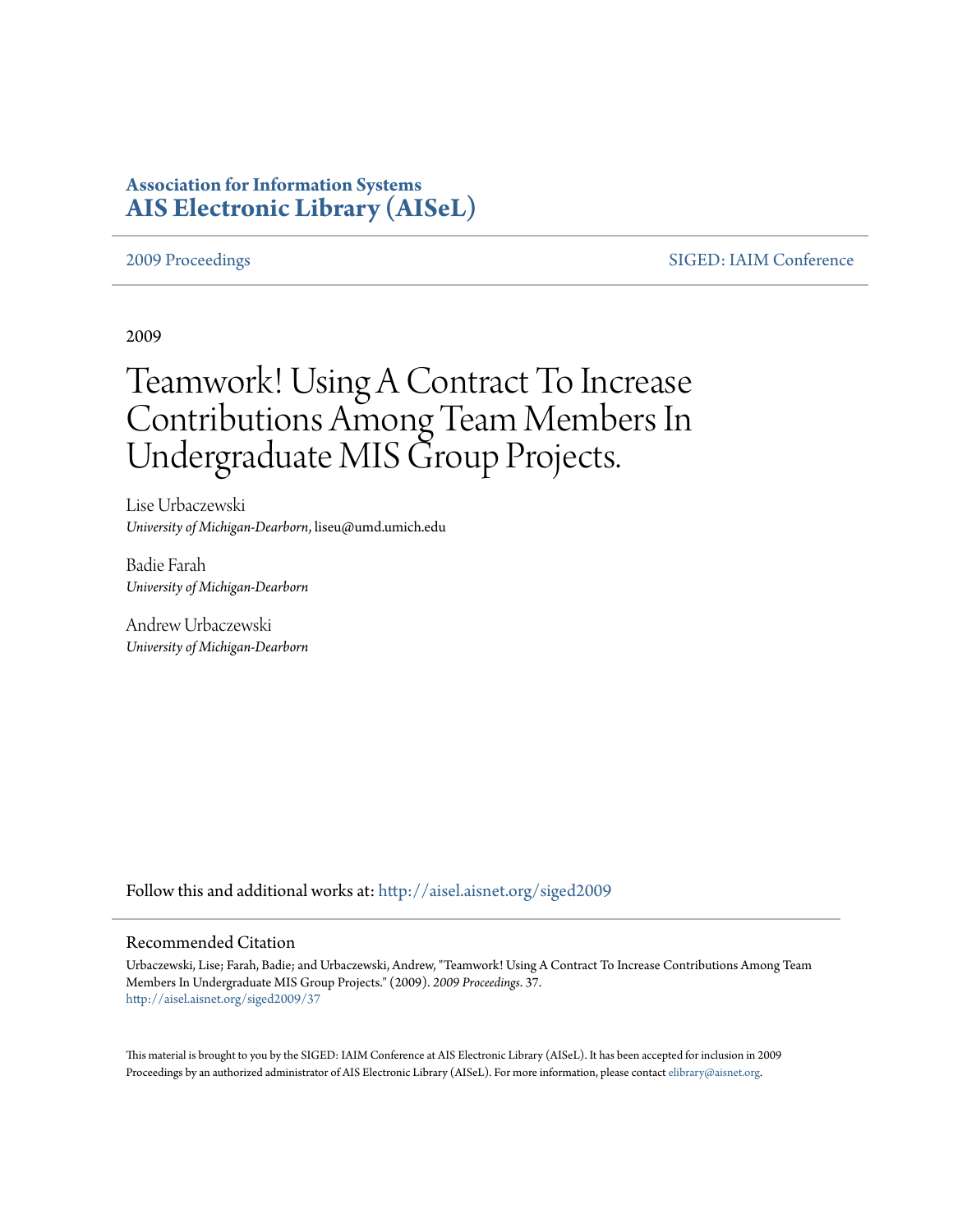**Association for Information Systems**
**[AIS Electronic Library (AISeL)](http://aisel.aisnet.org)**

2009 Proceedings | SIGED: IAIM Conference

2009

# Teamwork! Using A Contract To Increase Contributions Among Team Members In Undergraduate MIS Group Projects.

Lise Urbaczewski
*University of Michigan-Dearborn*, liseu@umd.umich.edu

Badie Farah
*University of Michigan-Dearborn*

Andrew Urbaczewski
*University of Michigan-Dearborn*

Follow this and additional works at: http://aisel.aisnet.org/siged2009

## Recommended Citation

Urbaczewski, Lise; Farah, Badie; and Urbaczewski, Andrew, "Teamwork! Using A Contract To Increase Contributions Among Team Members In Undergraduate MIS Group Projects." (2009). *2009 Proceedings*. 37.
http://aisel.aisnet.org/siged2009/37

This material is brought to you by the SIGED: IAIM Conference at AIS Electronic Library (AISeL). It has been accepted for inclusion in 2009 Proceedings by an authorized administrator of AIS Electronic Library (AISeL). For more information, please contact elibrary@aisnet.org.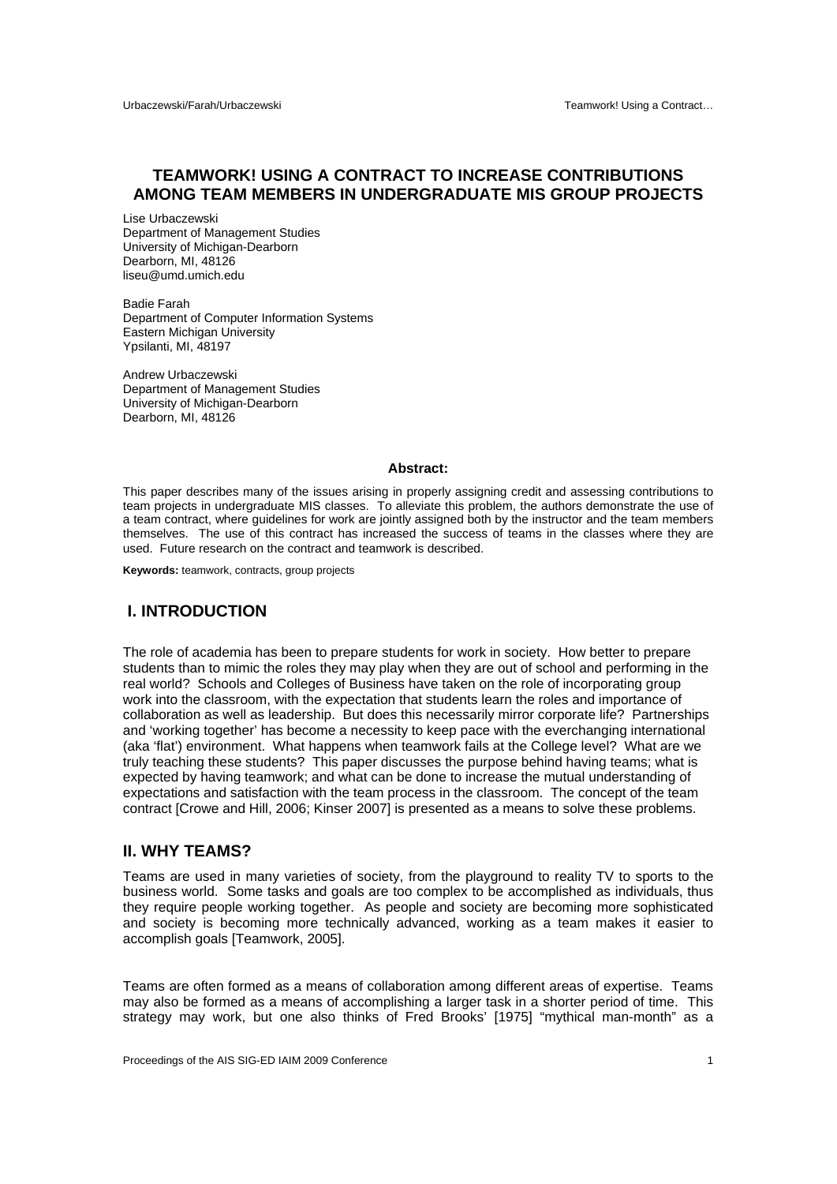# TEAMWORK! USING A CONTRACT TO INCREASE CONTRIBUTIONS AMONG TEAM MEMBERS IN UNDERGRADUATE MIS GROUP PROJECTS

Lise Urbaczewski
Department of Management Studies
University of Michigan-Dearborn
Dearborn, MI, 48126
liseu@umd.umich.edu

Badie Farah
Department of Computer Information Systems
Eastern Michigan University
Ypsilanti, MI, 48197

Andrew Urbaczewski
Department of Management Studies
University of Michigan-Dearborn
Dearborn, MI, 48126

**Abstract:**

This paper describes many of the issues arising in properly assigning credit and assessing contributions to team projects in undergraduate MIS classes. To alleviate this problem, the authors demonstrate the use of a team contract, where guidelines for work are jointly assigned both by the instructor and the team members themselves. The use of this contract has increased the success of teams in the classes where they are used. Future research on the contract and teamwork is described.

**Keywords:** teamwork, contracts, group projects

## I. INTRODUCTION

The role of academia has been to prepare students for work in society. How better to prepare students than to mimic the roles they may play when they are out of school and performing in the real world? Schools and Colleges of Business have taken on the role of incorporating group work into the classroom, with the expectation that students learn the roles and importance of collaboration as well as leadership. But does this necessarily mirror corporate life? Partnerships and 'working together' has become a necessity to keep pace with the everchanging international (aka 'flat') environment. What happens when teamwork fails at the College level? What are we truly teaching these students? This paper discusses the purpose behind having teams; what is expected by having teamwork; and what can be done to increase the mutual understanding of expectations and satisfaction with the team process in the classroom. The concept of the team contract [Crowe and Hill, 2006; Kinser 2007] is presented as a means to solve these problems.

## II. WHY TEAMS?

Teams are used in many varieties of society, from the playground to reality TV to sports to the business world. Some tasks and goals are too complex to be accomplished as individuals, thus they require people working together. As people and society are becoming more sophisticated and society is becoming more technically advanced, working as a team makes it easier to accomplish goals [Teamwork, 2005].

Teams are often formed as a means of collaboration among different areas of expertise. Teams may also be formed as a means of accomplishing a larger task in a shorter period of time. This strategy may work, but one also thinks of Fred Brooks' [1975] "mythical man-month" as a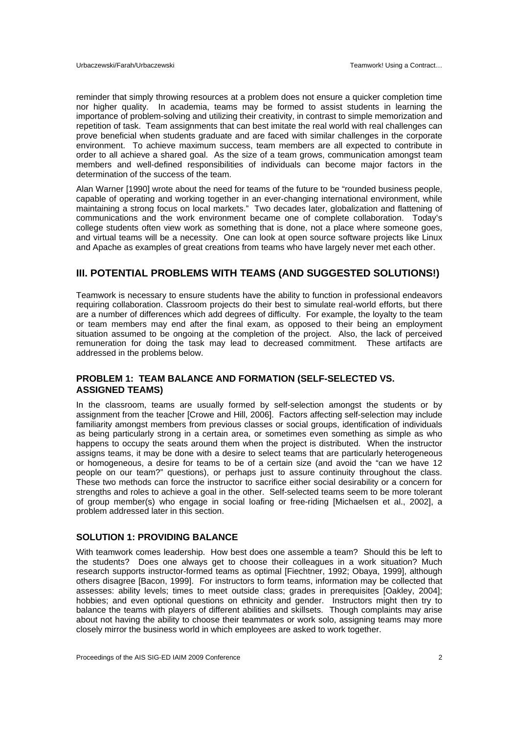reminder that simply throwing resources at a problem does not ensure a quicker completion time nor higher quality. In academia, teams may be formed to assist students in learning the importance of problem-solving and utilizing their creativity, in contrast to simple memorization and repetition of task. Team assignments that can best imitate the real world with real challenges can prove beneficial when students graduate and are faced with similar challenges in the corporate environment. To achieve maximum success, team members are all expected to contribute in order to all achieve a shared goal. As the size of a team grows, communication amongst team members and well-defined responsibilities of individuals can become major factors in the determination of the success of the team.

Alan Warner [1990] wrote about the need for teams of the future to be "rounded business people, capable of operating and working together in an ever-changing international environment, while maintaining a strong focus on local markets." Two decades later, globalization and flattening of communications and the work environment became one of complete collaboration. Today's college students often view work as something that is done, not a place where someone goes, and virtual teams will be a necessity. One can look at open source software projects like Linux and Apache as examples of great creations from teams who have largely never met each other.

## III. POTENTIAL PROBLEMS WITH TEAMS (AND SUGGESTED SOLUTIONS!)

Teamwork is necessary to ensure students have the ability to function in professional endeavors requiring collaboration. Classroom projects do their best to simulate real-world efforts, but there are a number of differences which add degrees of difficulty. For example, the loyalty to the team or team members may end after the final exam, as opposed to their being an employment situation assumed to be ongoing at the completion of the project. Also, the lack of perceived remuneration for doing the task may lead to decreased commitment. These artifacts are addressed in the problems below.

### PROBLEM 1: TEAM BALANCE AND FORMATION (SELF-SELECTED VS. ASSIGNED TEAMS)

In the classroom, teams are usually formed by self-selection amongst the students or by assignment from the teacher [Crowe and Hill, 2006]. Factors affecting self-selection may include familiarity amongst members from previous classes or social groups, identification of individuals as being particularly strong in a certain area, or sometimes even something as simple as who happens to occupy the seats around them when the project is distributed. When the instructor assigns teams, it may be done with a desire to select teams that are particularly heterogeneous or homogeneous, a desire for teams to be of a certain size (and avoid the "can we have 12 people on our team?" questions), or perhaps just to assure continuity throughout the class. These two methods can force the instructor to sacrifice either social desirability or a concern for strengths and roles to achieve a goal in the other. Self-selected teams seem to be more tolerant of group member(s) who engage in social loafing or free-riding [Michaelsen et al., 2002], a problem addressed later in this section.

### SOLUTION 1: PROVIDING BALANCE

With teamwork comes leadership. How best does one assemble a team? Should this be left to the students? Does one always get to choose their colleagues in a work situation? Much research supports instructor-formed teams as optimal [Fiechtner, 1992; Obaya, 1999], although others disagree [Bacon, 1999]. For instructors to form teams, information may be collected that assesses: ability levels; times to meet outside class; grades in prerequisites [Oakley, 2004]; hobbies; and even optional questions on ethnicity and gender. Instructors might then try to balance the teams with players of different abilities and skillsets. Though complaints may arise about not having the ability to choose their teammates or work solo, assigning teams may more closely mirror the business world in which employees are asked to work together.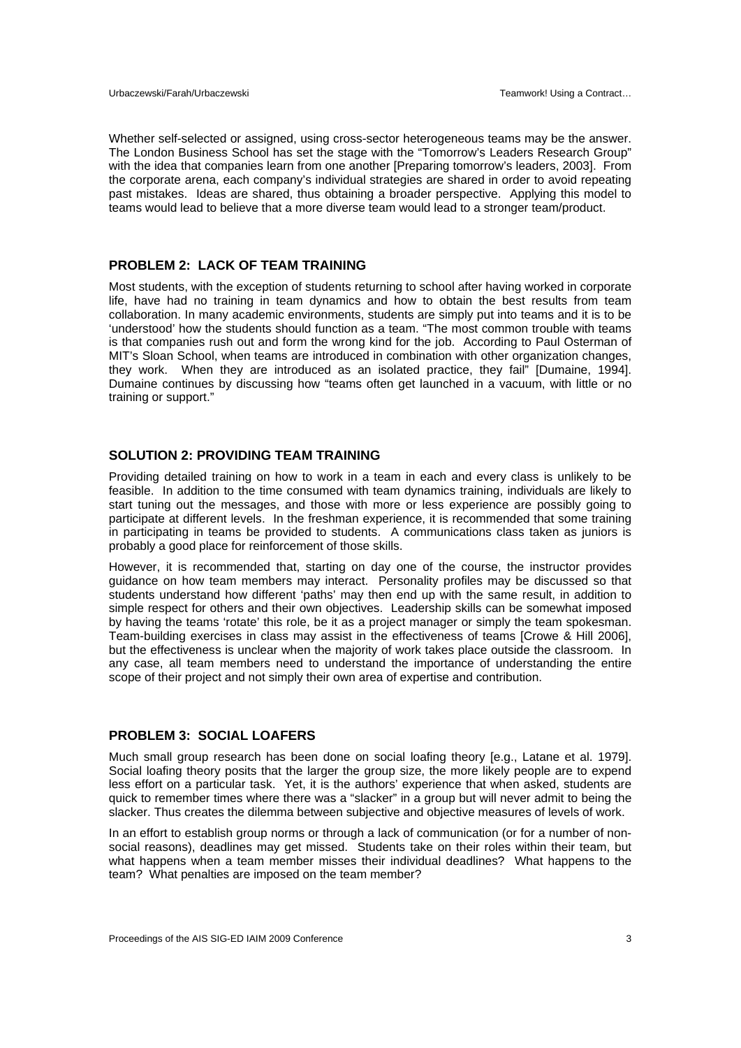Whether self-selected or assigned, using cross-sector heterogeneous teams may be the answer. The London Business School has set the stage with the "Tomorrow's Leaders Research Group" with the idea that companies learn from one another [Preparing tomorrow's leaders, 2003]. From the corporate arena, each company's individual strategies are shared in order to avoid repeating past mistakes. Ideas are shared, thus obtaining a broader perspective. Applying this model to teams would lead to believe that a more diverse team would lead to a stronger team/product.

## PROBLEM 2: LACK OF TEAM TRAINING

Most students, with the exception of students returning to school after having worked in corporate life, have had no training in team dynamics and how to obtain the best results from team collaboration. In many academic environments, students are simply put into teams and it is to be 'understood' how the students should function as a team. "The most common trouble with teams is that companies rush out and form the wrong kind for the job. According to Paul Osterman of MIT's Sloan School, when teams are introduced in combination with other organization changes, they work. When they are introduced as an isolated practice, they fail" [Dumaine, 1994]. Dumaine continues by discussing how "teams often get launched in a vacuum, with little or no training or support."

## SOLUTION 2: PROVIDING TEAM TRAINING

Providing detailed training on how to work in a team in each and every class is unlikely to be feasible. In addition to the time consumed with team dynamics training, individuals are likely to start tuning out the messages, and those with more or less experience are possibly going to participate at different levels. In the freshman experience, it is recommended that some training in participating in teams be provided to students. A communications class taken as juniors is probably a good place for reinforcement of those skills.

However, it is recommended that, starting on day one of the course, the instructor provides guidance on how team members may interact. Personality profiles may be discussed so that students understand how different 'paths' may then end up with the same result, in addition to simple respect for others and their own objectives. Leadership skills can be somewhat imposed by having the teams 'rotate' this role, be it as a project manager or simply the team spokesman. Team-building exercises in class may assist in the effectiveness of teams [Crowe & Hill 2006], but the effectiveness is unclear when the majority of work takes place outside the classroom. In any case, all team members need to understand the importance of understanding the entire scope of their project and not simply their own area of expertise and contribution.

## PROBLEM 3: SOCIAL LOAFERS

Much small group research has been done on social loafing theory [e.g., Latane et al. 1979]. Social loafing theory posits that the larger the group size, the more likely people are to expend less effort on a particular task. Yet, it is the authors' experience that when asked, students are quick to remember times where there was a "slacker" in a group but will never admit to being the slacker. Thus creates the dilemma between subjective and objective measures of levels of work.

In an effort to establish group norms or through a lack of communication (or for a number of non-social reasons), deadlines may get missed. Students take on their roles within their team, but what happens when a team member misses their individual deadlines? What happens to the team? What penalties are imposed on the team member?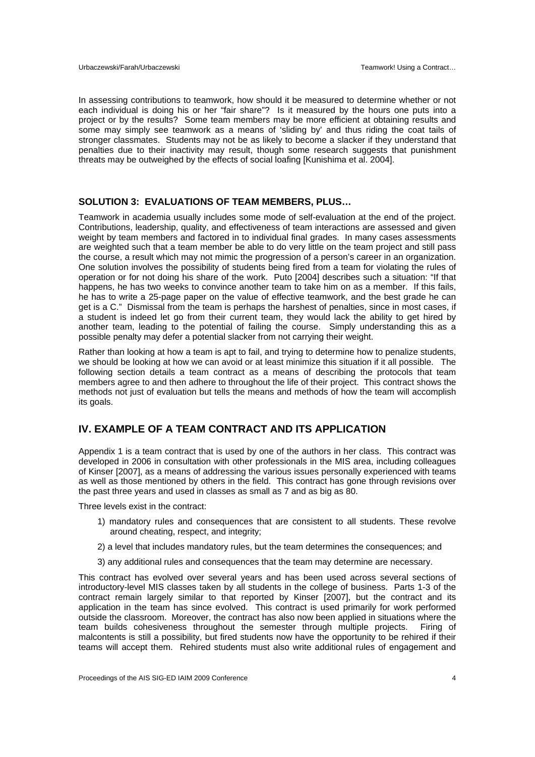In assessing contributions to teamwork, how should it be measured to determine whether or not each individual is doing his or her "fair share"? Is it measured by the hours one puts into a project or by the results? Some team members may be more efficient at obtaining results and some may simply see teamwork as a means of 'sliding by' and thus riding the coat tails of stronger classmates. Students may not be as likely to become a slacker if they understand that penalties due to their inactivity may result, though some research suggests that punishment threats may be outweighed by the effects of social loafing [Kunishima et al. 2004].

### SOLUTION 3: EVALUATIONS OF TEAM MEMBERS, PLUS…

Teamwork in academia usually includes some mode of self-evaluation at the end of the project. Contributions, leadership, quality, and effectiveness of team interactions are assessed and given weight by team members and factored in to individual final grades. In many cases assessments are weighted such that a team member be able to do very little on the team project and still pass the course, a result which may not mimic the progression of a person's career in an organization. One solution involves the possibility of students being fired from a team for violating the rules of operation or for not doing his share of the work. Puto [2004] describes such a situation: "If that happens, he has two weeks to convince another team to take him on as a member. If this fails, he has to write a 25-page paper on the value of effective teamwork, and the best grade he can get is a C." Dismissal from the team is perhaps the harshest of penalties, since in most cases, if a student is indeed let go from their current team, they would lack the ability to get hired by another team, leading to the potential of failing the course. Simply understanding this as a possible penalty may defer a potential slacker from not carrying their weight.

Rather than looking at how a team is apt to fail, and trying to determine how to penalize students, we should be looking at how we can avoid or at least minimize this situation if it all possible. The following section details a team contract as a means of describing the protocols that team members agree to and then adhere to throughout the life of their project. This contract shows the methods not just of evaluation but tells the means and methods of how the team will accomplish its goals.

## IV. EXAMPLE OF A TEAM CONTRACT AND ITS APPLICATION

Appendix 1 is a team contract that is used by one of the authors in her class. This contract was developed in 2006 in consultation with other professionals in the MIS area, including colleagues of Kinser [2007], as a means of addressing the various issues personally experienced with teams as well as those mentioned by others in the field. This contract has gone through revisions over the past three years and used in classes as small as 7 and as big as 80.

Three levels exist in the contract:

1) mandatory rules and consequences that are consistent to all students. These revolve around cheating, respect, and integrity;
2) a level that includes mandatory rules, but the team determines the consequences; and
3) any additional rules and consequences that the team may determine are necessary.

This contract has evolved over several years and has been used across several sections of introductory-level MIS classes taken by all students in the college of business. Parts 1-3 of the contract remain largely similar to that reported by Kinser [2007], but the contract and its application in the team has since evolved. This contract is used primarily for work performed outside the classroom. Moreover, the contract has also now been applied in situations where the team builds cohesiveness throughout the semester through multiple projects. Firing of malcontents is still a possibility, but fired students now have the opportunity to be rehired if their teams will accept them. Rehired students must also write additional rules of engagement and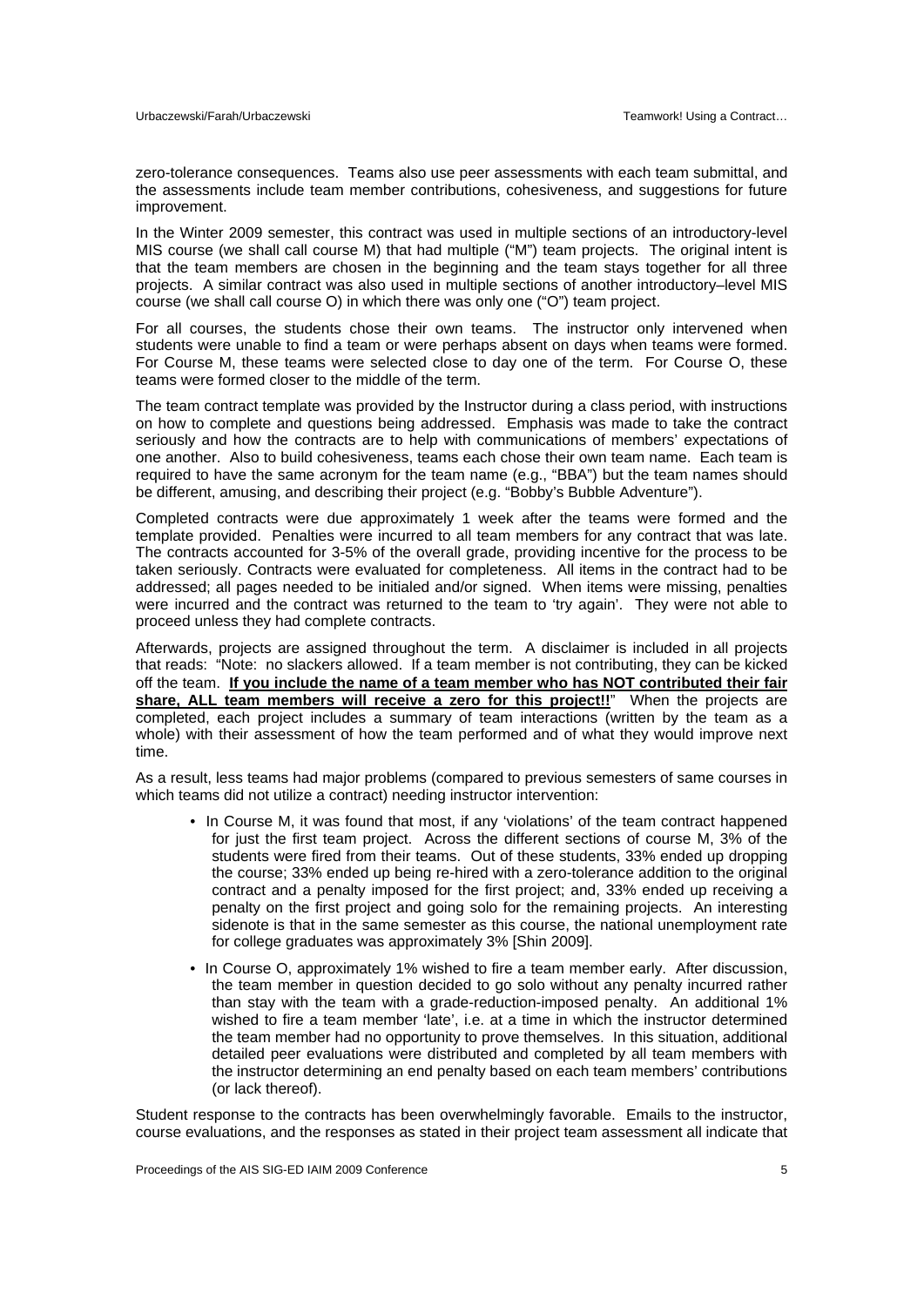zero-tolerance consequences. Teams also use peer assessments with each team submittal, and the assessments include team member contributions, cohesiveness, and suggestions for future improvement.

In the Winter 2009 semester, this contract was used in multiple sections of an introductory-level MIS course (we shall call course M) that had multiple ("M") team projects. The original intent is that the team members are chosen in the beginning and the team stays together for all three projects. A similar contract was also used in multiple sections of another introductory–level MIS course (we shall call course O) in which there was only one ("O") team project.

For all courses, the students chose their own teams. The instructor only intervened when students were unable to find a team or were perhaps absent on days when teams were formed. For Course M, these teams were selected close to day one of the term. For Course O, these teams were formed closer to the middle of the term.

The team contract template was provided by the Instructor during a class period, with instructions on how to complete and questions being addressed. Emphasis was made to take the contract seriously and how the contracts are to help with communications of members' expectations of one another. Also to build cohesiveness, teams each chose their own team name. Each team is required to have the same acronym for the team name (e.g., "BBA") but the team names should be different, amusing, and describing their project (e.g. "Bobby's Bubble Adventure").

Completed contracts were due approximately 1 week after the teams were formed and the template provided. Penalties were incurred to all team members for any contract that was late. The contracts accounted for 3-5% of the overall grade, providing incentive for the process to be taken seriously. Contracts were evaluated for completeness. All items in the contract had to be addressed; all pages needed to be initialed and/or signed. When items were missing, penalties were incurred and the contract was returned to the team to 'try again'. They were not able to proceed unless they had complete contracts.

Afterwards, projects are assigned throughout the term. A disclaimer is included in all projects that reads: "Note: no slackers allowed. If a team member is not contributing, they can be kicked off the team. **<u>If you include the name of a team member who has NOT contributed their fair share, ALL team members will receive a zero for this project!!</u>**" When the projects are completed, each project includes a summary of team interactions (written by the team as a whole) with their assessment of how the team performed and of what they would improve next time.

As a result, less teams had major problems (compared to previous semesters of same courses in which teams did not utilize a contract) needing instructor intervention:

- In Course M, it was found that most, if any 'violations' of the team contract happened for just the first team project. Across the different sections of course M, 3% of the students were fired from their teams. Out of these students, 33% ended up dropping the course; 33% ended up being re-hired with a zero-tolerance addition to the original contract and a penalty imposed for the first project; and, 33% ended up receiving a penalty on the first project and going solo for the remaining projects. An interesting sidenote is that in the same semester as this course, the national unemployment rate for college graduates was approximately 3% [Shin 2009].
- In Course O, approximately 1% wished to fire a team member early. After discussion, the team member in question decided to go solo without any penalty incurred rather than stay with the team with a grade-reduction-imposed penalty. An additional 1% wished to fire a team member 'late', i.e. at a time in which the instructor determined the team member had no opportunity to prove themselves. In this situation, additional detailed peer evaluations were distributed and completed by all team members with the instructor determining an end penalty based on each team members' contributions (or lack thereof).

Student response to the contracts has been overwhelmingly favorable. Emails to the instructor, course evaluations, and the responses as stated in their project team assessment all indicate that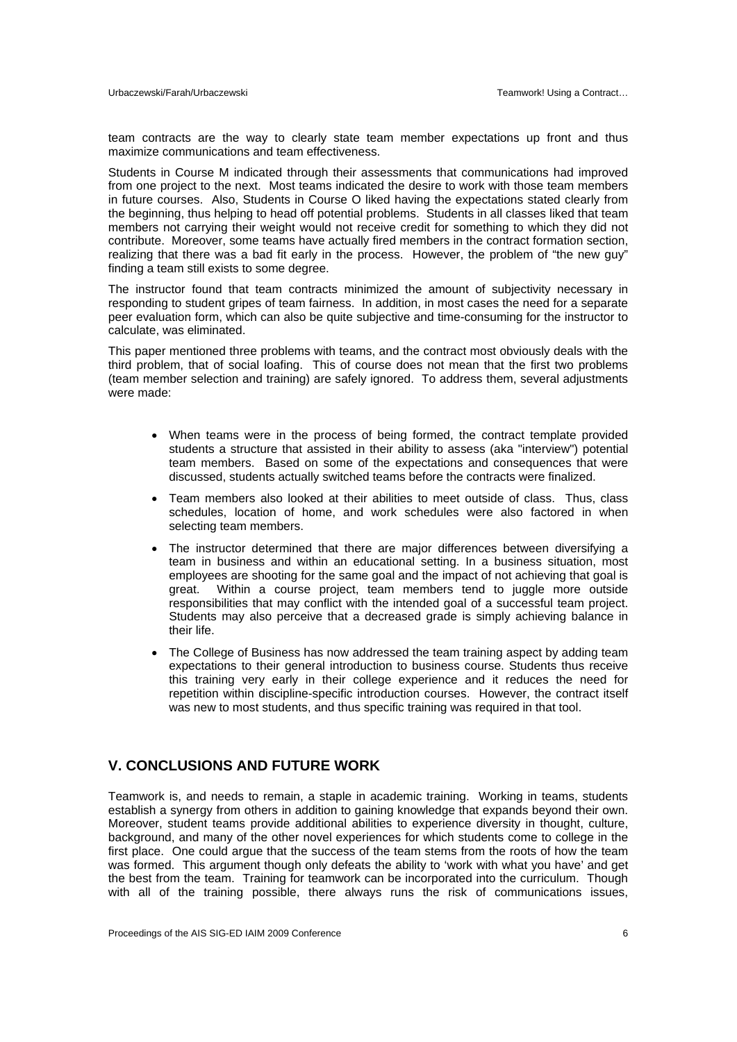team contracts are the way to clearly state team member expectations up front and thus maximize communications and team effectiveness.

Students in Course M indicated through their assessments that communications had improved from one project to the next. Most teams indicated the desire to work with those team members in future courses. Also, Students in Course O liked having the expectations stated clearly from the beginning, thus helping to head off potential problems. Students in all classes liked that team members not carrying their weight would not receive credit for something to which they did not contribute. Moreover, some teams have actually fired members in the contract formation section, realizing that there was a bad fit early in the process. However, the problem of "the new guy" finding a team still exists to some degree.

The instructor found that team contracts minimized the amount of subjectivity necessary in responding to student gripes of team fairness. In addition, in most cases the need for a separate peer evaluation form, which can also be quite subjective and time-consuming for the instructor to calculate, was eliminated.

This paper mentioned three problems with teams, and the contract most obviously deals with the third problem, that of social loafing. This of course does not mean that the first two problems (team member selection and training) are safely ignored. To address them, several adjustments were made:

- When teams were in the process of being formed, the contract template provided students a structure that assisted in their ability to assess (aka "interview") potential team members. Based on some of the expectations and consequences that were discussed, students actually switched teams before the contracts were finalized.
- Team members also looked at their abilities to meet outside of class. Thus, class schedules, location of home, and work schedules were also factored in when selecting team members.
- The instructor determined that there are major differences between diversifying a team in business and within an educational setting. In a business situation, most employees are shooting for the same goal and the impact of not achieving that goal is great. Within a course project, team members tend to juggle more outside responsibilities that may conflict with the intended goal of a successful team project. Students may also perceive that a decreased grade is simply achieving balance in their life.
- The College of Business has now addressed the team training aspect by adding team expectations to their general introduction to business course. Students thus receive this training very early in their college experience and it reduces the need for repetition within discipline-specific introduction courses. However, the contract itself was new to most students, and thus specific training was required in that tool.

## V. CONCLUSIONS AND FUTURE WORK

Teamwork is, and needs to remain, a staple in academic training. Working in teams, students establish a synergy from others in addition to gaining knowledge that expands beyond their own. Moreover, student teams provide additional abilities to experience diversity in thought, culture, background, and many of the other novel experiences for which students come to college in the first place. One could argue that the success of the team stems from the roots of how the team was formed. This argument though only defeats the ability to 'work with what you have' and get the best from the team. Training for teamwork can be incorporated into the curriculum. Though with all of the training possible, there always runs the risk of communications issues,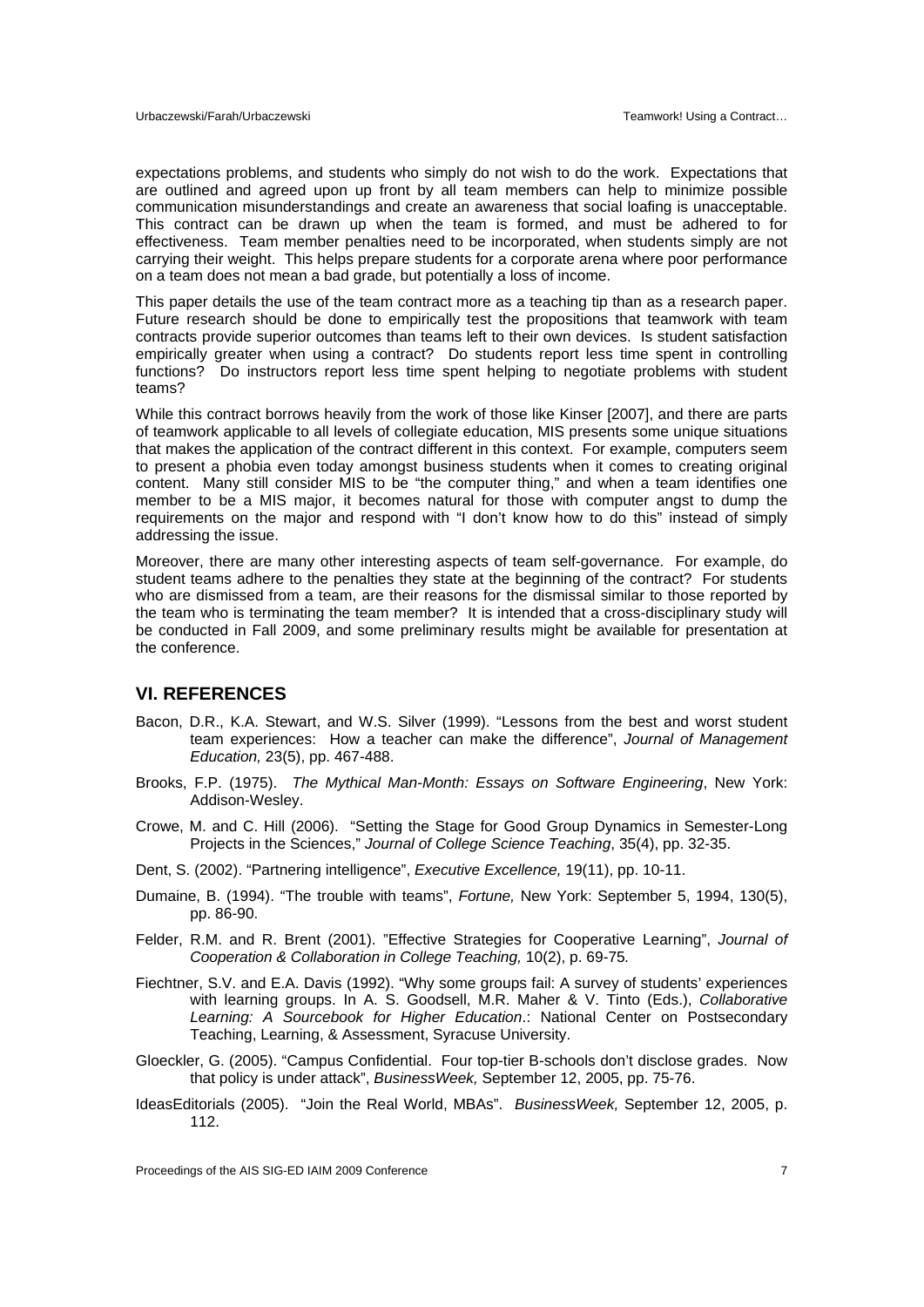expectations problems, and students who simply do not wish to do the work. Expectations that are outlined and agreed upon up front by all team members can help to minimize possible communication misunderstandings and create an awareness that social loafing is unacceptable. This contract can be drawn up when the team is formed, and must be adhered to for effectiveness. Team member penalties need to be incorporated, when students simply are not carrying their weight. This helps prepare students for a corporate arena where poor performance on a team does not mean a bad grade, but potentially a loss of income.

This paper details the use of the team contract more as a teaching tip than as a research paper. Future research should be done to empirically test the propositions that teamwork with team contracts provide superior outcomes than teams left to their own devices. Is student satisfaction empirically greater when using a contract? Do students report less time spent in controlling functions? Do instructors report less time spent helping to negotiate problems with student teams?

While this contract borrows heavily from the work of those like Kinser [2007], and there are parts of teamwork applicable to all levels of collegiate education, MIS presents some unique situations that makes the application of the contract different in this context. For example, computers seem to present a phobia even today amongst business students when it comes to creating original content. Many still consider MIS to be "the computer thing," and when a team identifies one member to be a MIS major, it becomes natural for those with computer angst to dump the requirements on the major and respond with "I don't know how to do this" instead of simply addressing the issue.

Moreover, there are many other interesting aspects of team self-governance. For example, do student teams adhere to the penalties they state at the beginning of the contract? For students who are dismissed from a team, are their reasons for the dismissal similar to those reported by the team who is terminating the team member? It is intended that a cross-disciplinary study will be conducted in Fall 2009, and some preliminary results might be available for presentation at the conference.

## VI. REFERENCES

Bacon, D.R., K.A. Stewart, and W.S. Silver (1999). "Lessons from the best and worst student team experiences: How a teacher can make the difference", *Journal of Management Education,* 23(5), pp. 467-488.

Brooks, F.P. (1975). *The Mythical Man-Month: Essays on Software Engineering*, New York: Addison-Wesley.

Crowe, M. and C. Hill (2006). "Setting the Stage for Good Group Dynamics in Semester-Long Projects in the Sciences," *Journal of College Science Teaching*, 35(4), pp. 32-35.

Dent, S. (2002). "Partnering intelligence", *Executive Excellence,* 19(11), pp. 10-11.

Dumaine, B. (1994). "The trouble with teams", *Fortune,* New York: September 5, 1994, 130(5), pp. 86-90.

Felder, R.M. and R. Brent (2001). "Effective Strategies for Cooperative Learning", *Journal of Cooperation & Collaboration in College Teaching,* 10(2), p. 69-75*.*

Fiechtner, S.V. and E.A. Davis (1992). "Why some groups fail: A survey of students' experiences with learning groups. In A. S. Goodsell, M.R. Maher & V. Tinto (Eds.), *Collaborative Learning: A Sourcebook for Higher Education*.: National Center on Postsecondary Teaching, Learning, & Assessment, Syracuse University.

Gloeckler, G. (2005). "Campus Confidential. Four top-tier B-schools don't disclose grades. Now that policy is under attack", *BusinessWeek,* September 12, 2005, pp. 75-76.

IdeasEditorials (2005). "Join the Real World, MBAs". *BusinessWeek,* September 12, 2005, p. 112.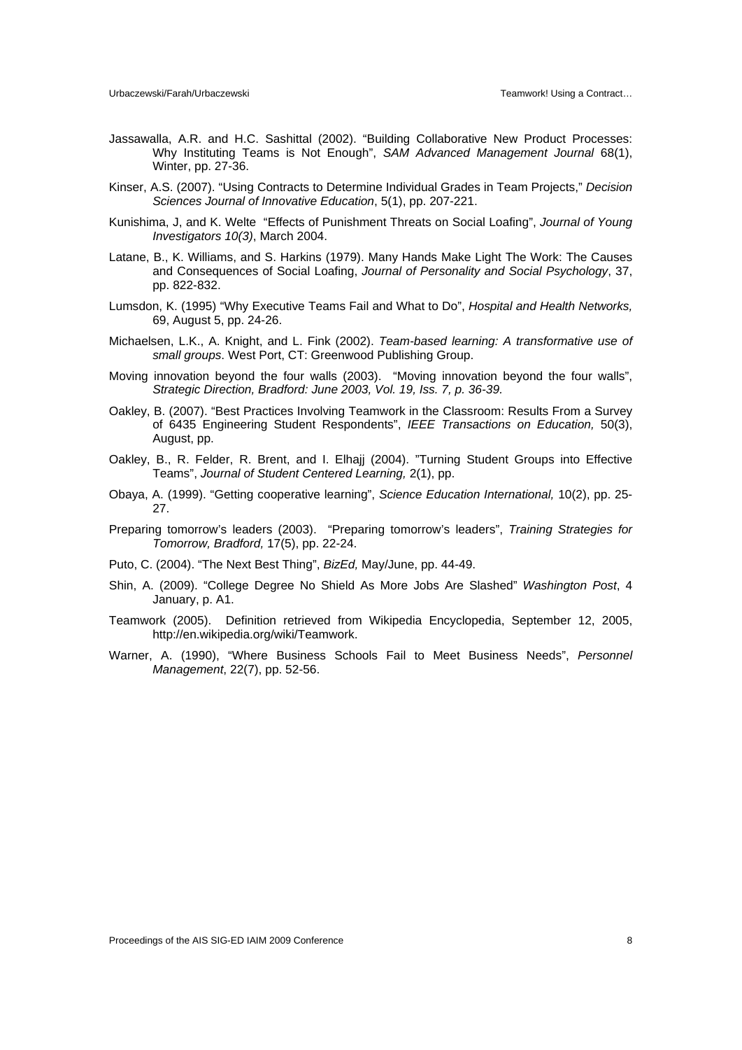Jassawalla, A.R. and H.C. Sashittal (2002). "Building Collaborative New Product Processes: Why Instituting Teams is Not Enough", *SAM Advanced Management Journal* 68(1), Winter, pp. 27-36.

Kinser, A.S. (2007). "Using Contracts to Determine Individual Grades in Team Projects," *Decision Sciences Journal of Innovative Education*, 5(1), pp. 207-221.

Kunishima, J, and K. Welte "Effects of Punishment Threats on Social Loafing", *Journal of Young Investigators 10(3)*, March 2004.

Latane, B., K. Williams, and S. Harkins (1979). Many Hands Make Light The Work: The Causes and Consequences of Social Loafing, *Journal of Personality and Social Psychology*, 37, pp. 822-832.

Lumsdon, K. (1995) "Why Executive Teams Fail and What to Do", *Hospital and Health Networks,* 69, August 5, pp. 24-26.

Michaelsen, L.K., A. Knight, and L. Fink (2002). *Team-based learning: A transformative use of small groups*. West Port, CT: Greenwood Publishing Group.

Moving innovation beyond the four walls (2003). "Moving innovation beyond the four walls", *Strategic Direction, Bradford: June 2003, Vol. 19, Iss. 7, p. 36-39.*

Oakley, B. (2007). "Best Practices Involving Teamwork in the Classroom: Results From a Survey of 6435 Engineering Student Respondents", *IEEE Transactions on Education,* 50(3), August, pp.

Oakley, B., R. Felder, R. Brent, and I. Elhajj (2004). "Turning Student Groups into Effective Teams", *Journal of Student Centered Learning,* 2(1), pp.

Obaya, A. (1999). "Getting cooperative learning", *Science Education International,* 10(2), pp. 25-27.

Preparing tomorrow's leaders (2003). "Preparing tomorrow's leaders", *Training Strategies for Tomorrow, Bradford,* 17(5), pp. 22-24.

Puto, C. (2004). "The Next Best Thing", *BizEd,* May/June, pp. 44-49.

Shin, A. (2009). "College Degree No Shield As More Jobs Are Slashed" *Washington Post*, 4 January, p. A1.

Teamwork (2005). Definition retrieved from Wikipedia Encyclopedia, September 12, 2005, http://en.wikipedia.org/wiki/Teamwork.

Warner, A. (1990), "Where Business Schools Fail to Meet Business Needs", *Personnel Management*, 22(7), pp. 52-56.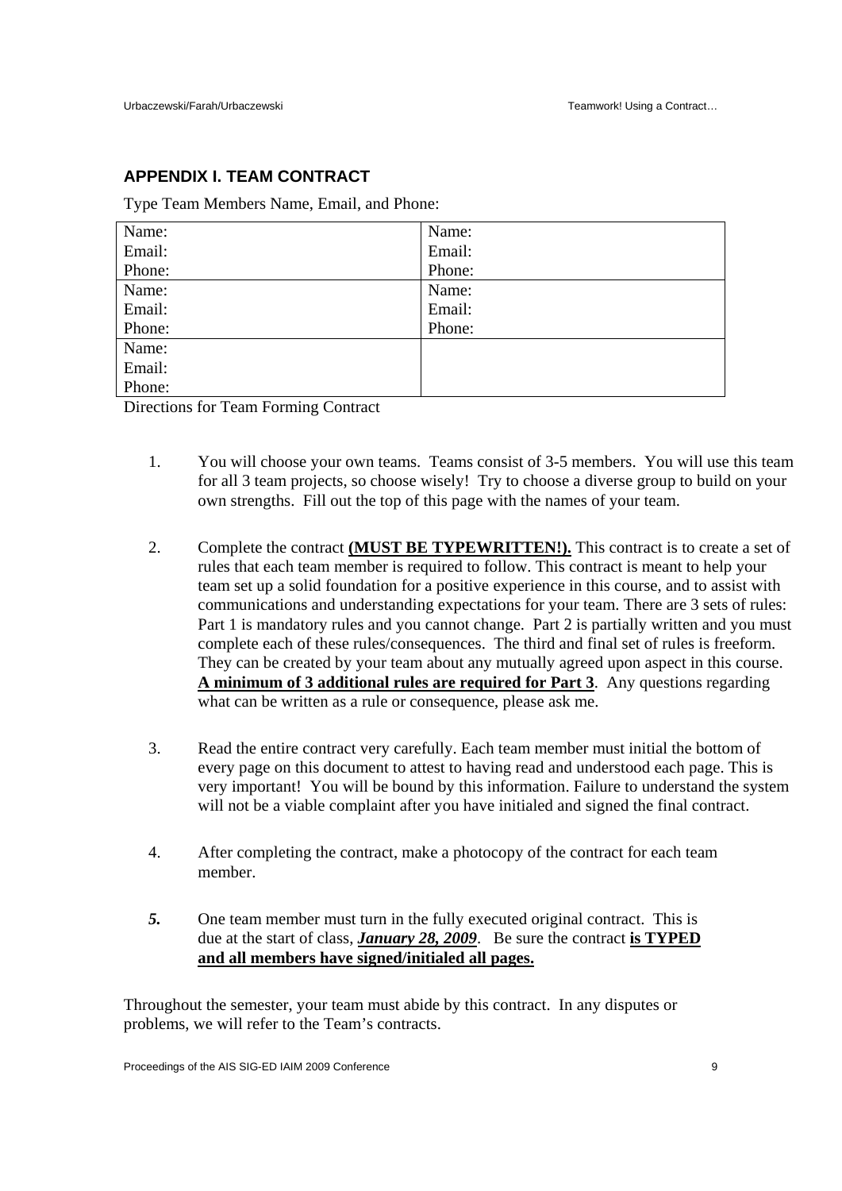## APPENDIX I. TEAM CONTRACT

Type Team Members Name, Email, and Phone:

| | |
|---|---|
| Name:<br>Email:<br>Phone: | Name:<br>Email:<br>Phone: |
| Name:<br>Email:<br>Phone: | Name:<br>Email:<br>Phone: |
| Name:<br>Email:<br>Phone: | |

Directions for Team Forming Contract

1. You will choose your own teams. Teams consist of 3-5 members. You will use this team for all 3 team projects, so choose wisely! Try to choose a diverse group to build on your own strengths. Fill out the top of this page with the names of your team.

2. Complete the contract **<u>(MUST BE TYPEWRITTEN!).</u>** This contract is to create a set of rules that each team member is required to follow. This contract is meant to help your team set up a solid foundation for a positive experience in this course, and to assist with communications and understanding expectations for your team. There are 3 sets of rules: Part 1 is mandatory rules and you cannot change. Part 2 is partially written and you must complete each of these rules/consequences. The third and final set of rules is freeform. They can be created by your team about any mutually agreed upon aspect in this course. **<u>A minimum of 3 additional rules are required for Part 3</u>**. Any questions regarding what can be written as a rule or consequence, please ask me.

3. Read the entire contract very carefully. Each team member must initial the bottom of every page on this document to attest to having read and understood each page. This is very important! You will be bound by this information. Failure to understand the system will not be a viable complaint after you have initialed and signed the final contract.

4. After completing the contract, make a photocopy of the contract for each team member.

5. One team member must turn in the fully executed original contract. This is due at the start of class, ***<u>January 28, 2009</u>***. Be sure the contract **<u>is TYPED and all members have signed/initialed all pages.</u>**

Throughout the semester, your team must abide by this contract. In any disputes or problems, we will refer to the Team's contracts.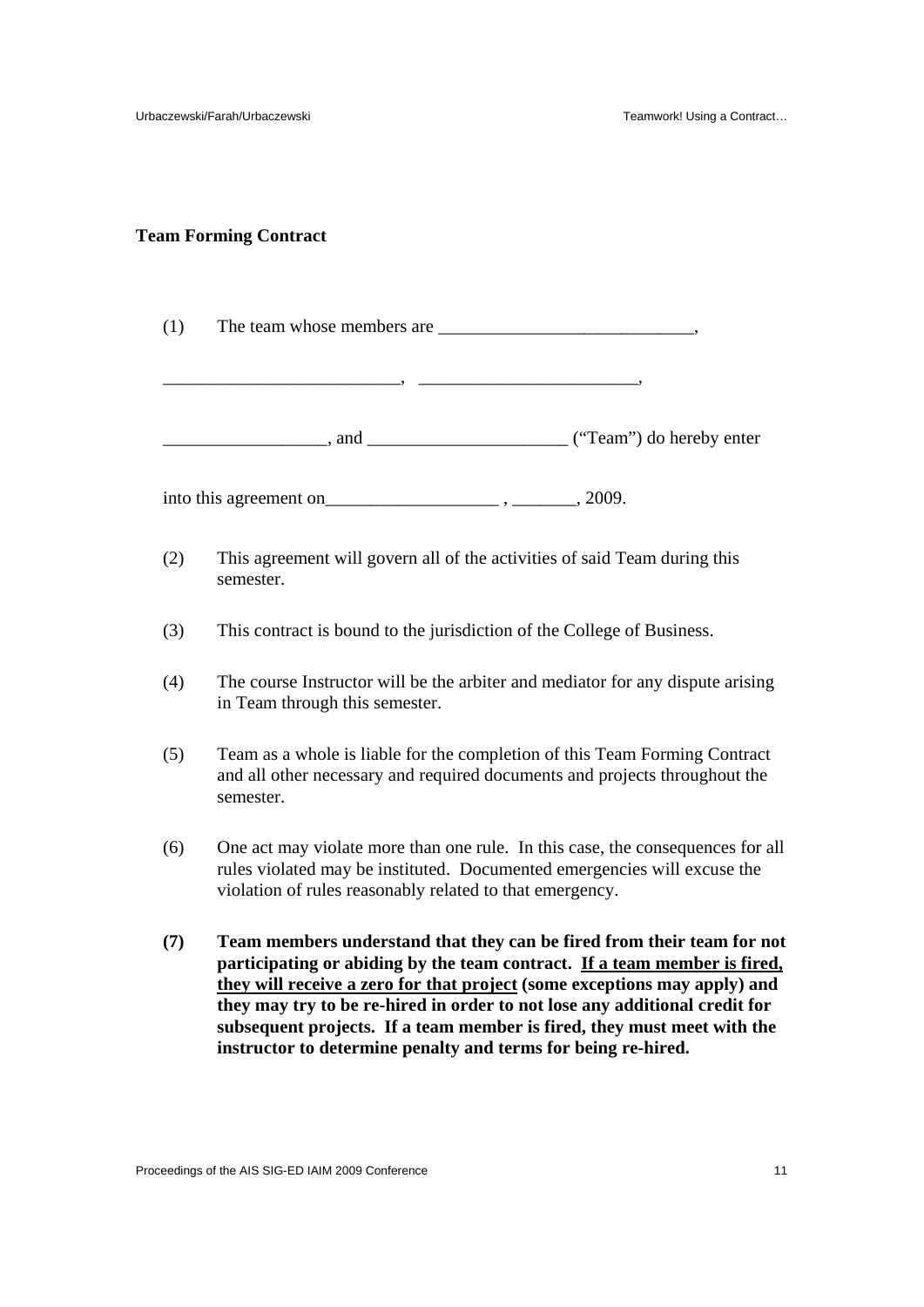**Team Forming Contract**

(1) The team whose members are ____________________________,

__________________________, ________________________,

__________________, and ______________________ ("Team") do hereby enter

into this agreement on___________________ , _______, 2009.

(2) This agreement will govern all of the activities of said Team during this semester.

(3) This contract is bound to the jurisdiction of the College of Business.

(4) The course Instructor will be the arbiter and mediator for any dispute arising in Team through this semester.

(5) Team as a whole is liable for the completion of this Team Forming Contract and all other necessary and required documents and projects throughout the semester.

(6) One act may violate more than one rule. In this case, the consequences for all rules violated may be instituted. Documented emergencies will excuse the violation of rules reasonably related to that emergency.

**(7) Team members understand that they can be fired from their team for not participating or abiding by the team contract. <u>If a team member is fired, they will receive a zero for that project</u> (some exceptions may apply) and they may try to be re-hired in order to not lose any additional credit for subsequent projects. If a team member is fired, they must meet with the instructor to determine penalty and terms for being re-hired.**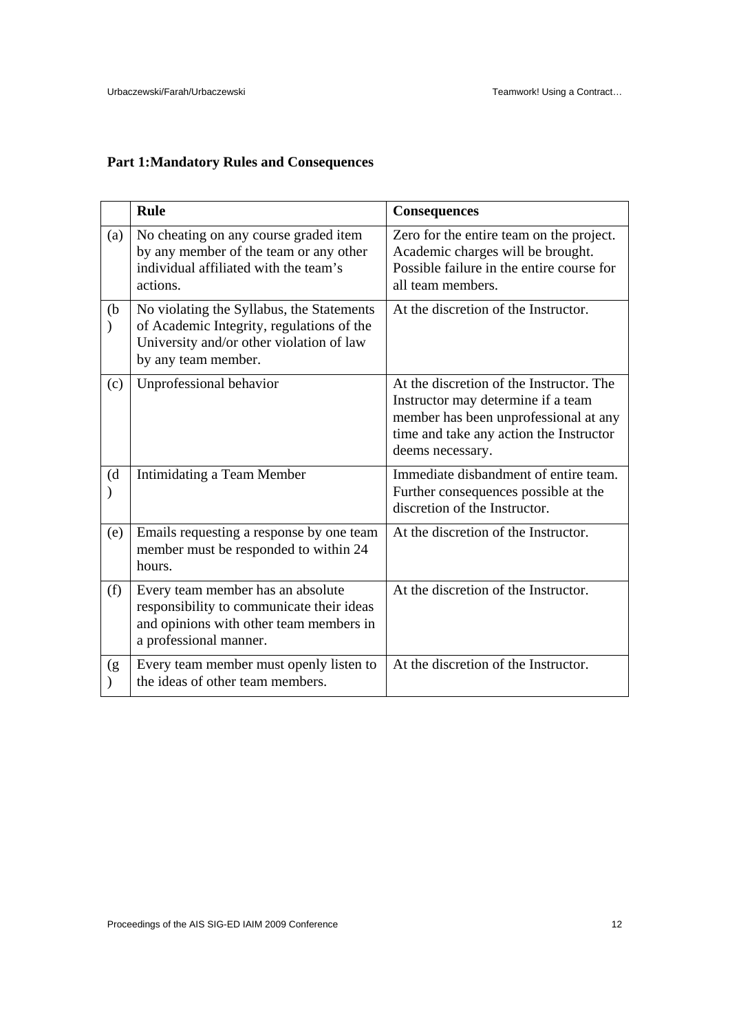**Part 1:Mandatory Rules and Consequences**

| | Rule | Consequences |
|---|---|---|
| (a) | No cheating on any course graded item by any member of the team or any other individual affiliated with the team's actions. | Zero for the entire team on the project. Academic charges will be brought. Possible failure in the entire course for all team members. |
| (b) | No violating the Syllabus, the Statements of Academic Integrity, regulations of the University and/or other violation of law by any team member. | At the discretion of the Instructor. |
| (c) | Unprofessional behavior | At the discretion of the Instructor. The Instructor may determine if a team member has been unprofessional at any time and take any action the Instructor deems necessary. |
| (d) | Intimidating a Team Member | Immediate disbandment of entire team. Further consequences possible at the discretion of the Instructor. |
| (e) | Emails requesting a response by one team member must be responded to within 24 hours. | At the discretion of the Instructor. |
| (f) | Every team member has an absolute responsibility to communicate their ideas and opinions with other team members in a professional manner. | At the discretion of the Instructor. |
| (g) | Every team member must openly listen to the ideas of other team members. | At the discretion of the Instructor. |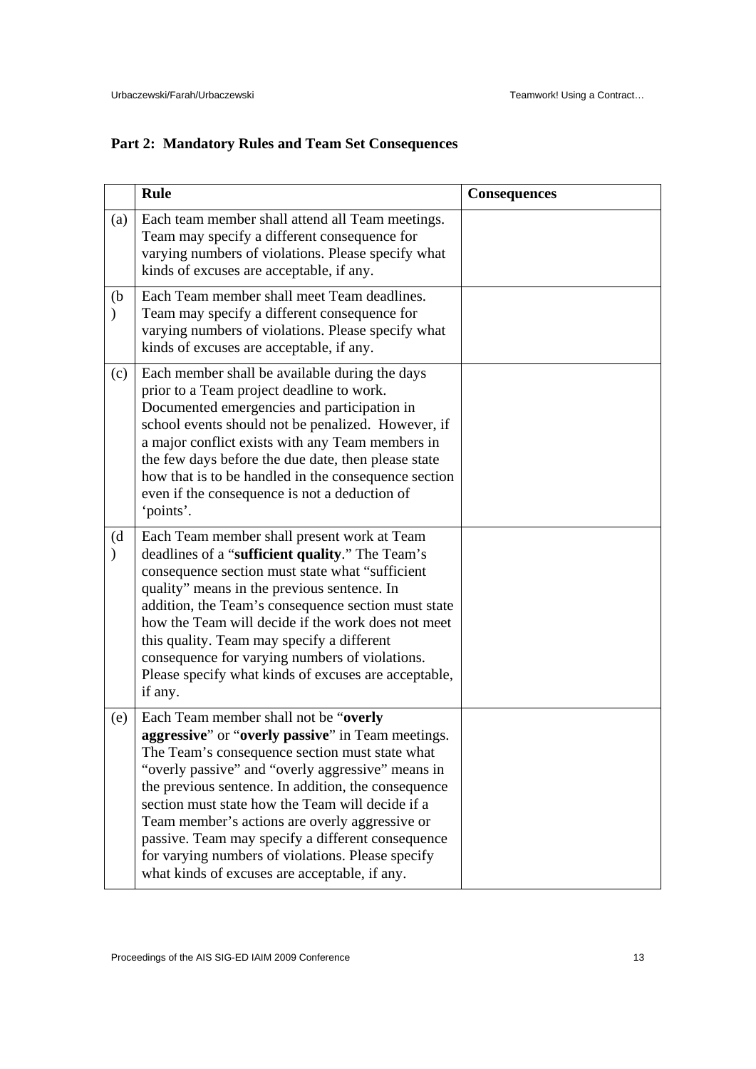## Part 2: Mandatory Rules and Team Set Consequences

| | Rule | Consequences |
|---|---|---|
| (a) | Each team member shall attend all Team meetings. Team may specify a different consequence for varying numbers of violations. Please specify what kinds of excuses are acceptable, if any. | |
| (b) | Each Team member shall meet Team deadlines. Team may specify a different consequence for varying numbers of violations. Please specify what kinds of excuses are acceptable, if any. | |
| (c) | Each member shall be available during the days prior to a Team project deadline to work. Documented emergencies and participation in school events should not be penalized. However, if a major conflict exists with any Team members in the few days before the due date, then please state how that is to be handled in the consequence section even if the consequence is not a deduction of 'points'. | |
| (d) | Each Team member shall present work at Team deadlines of a "**sufficient quality**." The Team's consequence section must state what "sufficient quality" means in the previous sentence. In addition, the Team's consequence section must state how the Team will decide if the work does not meet this quality. Team may specify a different consequence for varying numbers of violations. Please specify what kinds of excuses are acceptable, if any. | |
| (e) | Each Team member shall not be "**overly aggressive**" or "**overly passive**" in Team meetings. The Team's consequence section must state what "overly passive" and "overly aggressive" means in the previous sentence. In addition, the consequence section must state how the Team will decide if a Team member's actions are overly aggressive or passive. Team may specify a different consequence for varying numbers of violations. Please specify what kinds of excuses are acceptable, if any. | |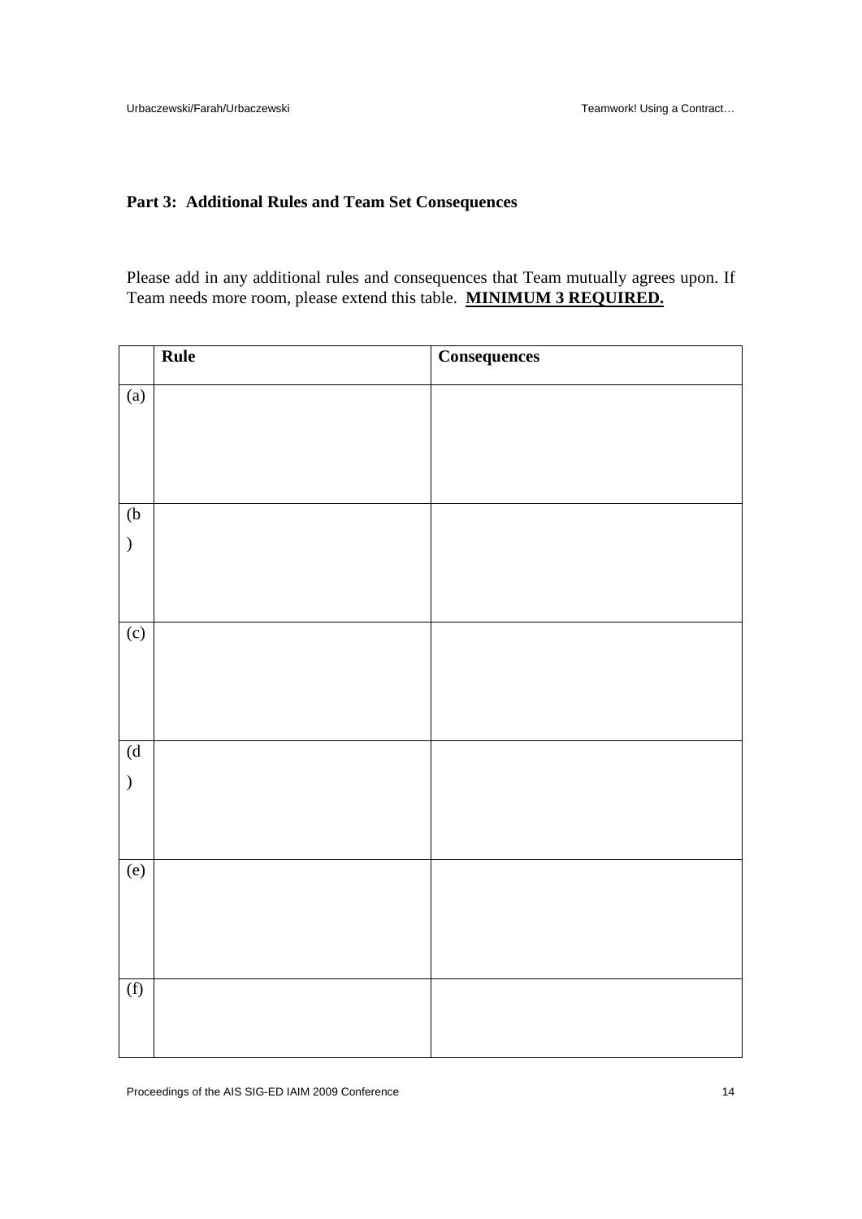**Part 3: Additional Rules and Team Set Consequences**

Please add in any additional rules and consequences that Team mutually agrees upon. If Team needs more room, please extend this table. **MINIMUM 3 REQUIRED.**

| | **Rule** | **Consequences** |
|---|---|---|
| (a) | | |
| (b) | | |
| (c) | | |
| (d) | | |
| (e) | | |
| (f) | | |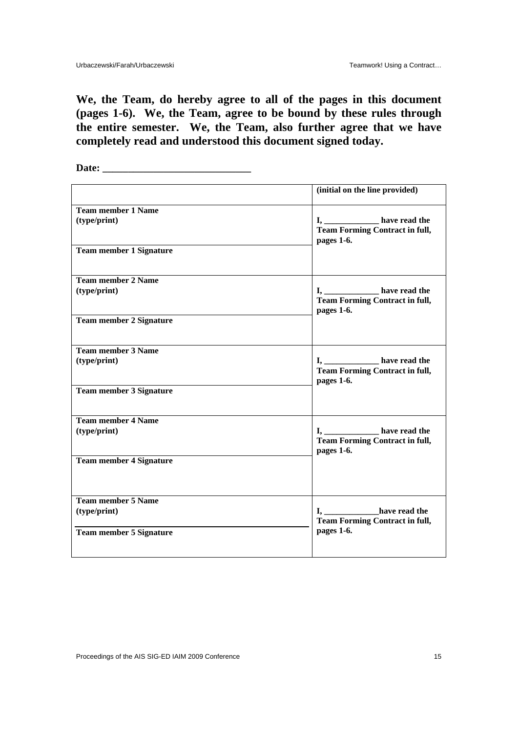**We, the Team, do hereby agree to all of the pages in this document (pages 1-6). We, the Team, agree to be bound by these rules through the entire semester. We, the Team, also further agree that we have completely read and understood this document signed today.**

**Date: _____________________________**

| | **(initial on the line provided)** |
|---|---|
| **Team member 1 Name (type/print)** | **I, _____________ have read the Team Forming Contract in full, pages 1-6.** |
| **Team member 1 Signature** | |
| **Team member 2 Name (type/print)** | **I, _____________ have read the Team Forming Contract in full, pages 1-6.** |
| **Team member 2 Signature** | |
| **Team member 3 Name (type/print)** | **I, _____________ have read the Team Forming Contract in full, pages 1-6.** |
| **Team member 3 Signature** | |
| **Team member 4 Name (type/print)** | **I, _____________ have read the Team Forming Contract in full, pages 1-6.** |
| **Team member 4 Signature** | |
| **Team member 5 Name (type/print)** | **I, _____________have read the Team Forming Contract in full, pages 1-6.** |
| **Team member 5 Signature** | |